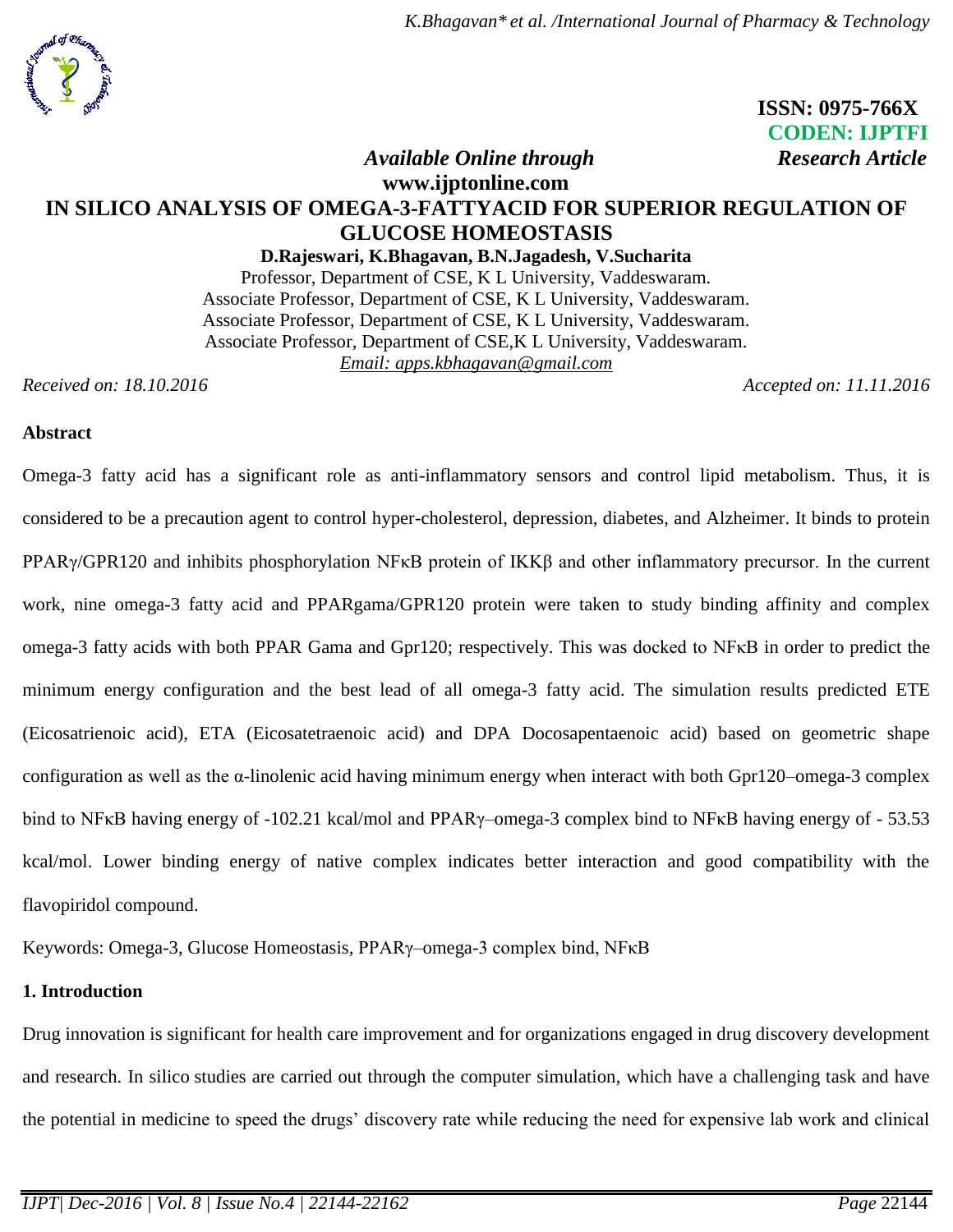ISSN: 0975-766X
CODEN: IJPTFI
*Available Online through* *Research Article*
**www.ijptonline.com**

# IN SILICO ANALYSIS OF OMEGA-3-FATTYACID FOR SUPERIOR REGULATION OF GLUCOSE HOMEOSTASIS

**D.Rajeswari, K.Bhagavan, B.N.Jagadesh, V.Sucharita**

Professor, Department of CSE, K L University, Vaddeswaram.
Associate Professor, Department of CSE, K L University, Vaddeswaram.
Associate Professor, Department of CSE, K L University, Vaddeswaram.
Associate Professor, Department of CSE,K L University, Vaddeswaram.
*Email: apps.kbhagavan@gmail.com*

*Received on: 18.10.2016* *Accepted on: 11.11.2016*

## Abstract

Omega-3 fatty acid has a significant role as anti-inflammatory sensors and control lipid metabolism. Thus, it is considered to be a precaution agent to control hyper-cholesterol, depression, diabetes, and Alzheimer. It binds to protein PPARγ/GPR120 and inhibits phosphorylation NFκB protein of IKKβ and other inflammatory precursor. In the current work, nine omega-3 fatty acid and PPARgama/GPR120 protein were taken to study binding affinity and complex omega-3 fatty acids with both PPAR Gama and Gpr120; respectively. This was docked to NFκB in order to predict the minimum energy configuration and the best lead of all omega-3 fatty acid. The simulation results predicted ETE (Eicosatrienoic acid), ETA (Eicosatetraenoic acid) and DPA Docosapentaenoic acid) based on geometric shape configuration as well as the α-linolenic acid having minimum energy when interact with both Gpr120–omega-3 complex bind to NFκB having energy of -102.21 kcal/mol and PPARγ–omega-3 complex bind to NFκB having energy of - 53.53 kcal/mol. Lower binding energy of native complex indicates better interaction and good compatibility with the flavopiridol compound.

Keywords: Omega-3, Glucose Homeostasis, PPARγ–omega-3 complex bind, NFκB

## 1. Introduction

Drug innovation is significant for health care improvement and for organizations engaged in drug discovery development and research. In silico studies are carried out through the computer simulation, which have a challenging task and have the potential in medicine to speed the drugs' discovery rate while reducing the need for expensive lab work and clinical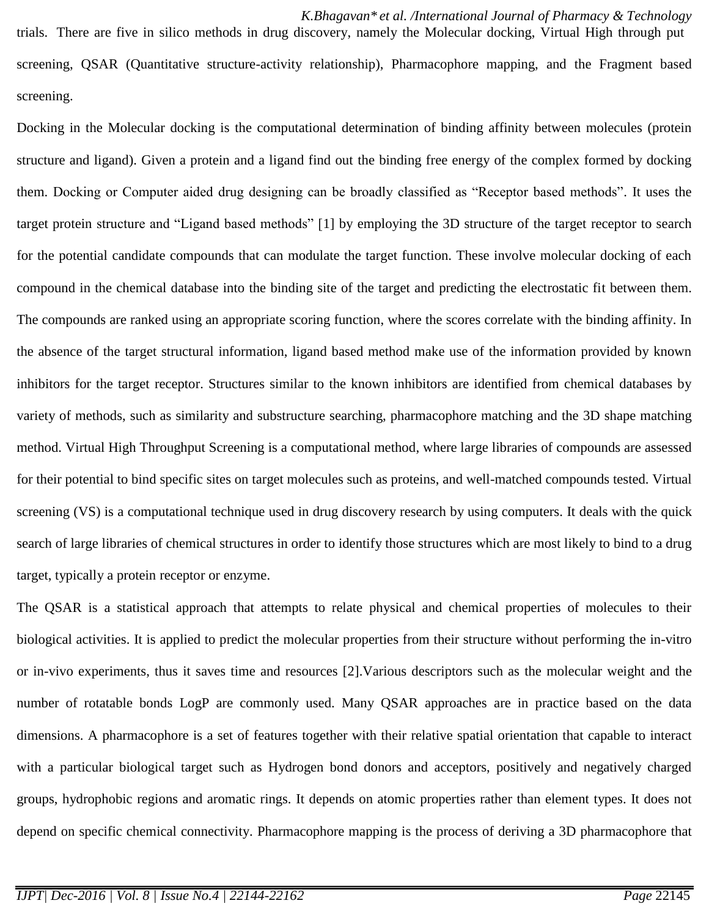trials. There are five in silico methods in drug discovery, namely the Molecular docking, Virtual High through put screening, QSAR (Quantitative structure-activity relationship), Pharmacophore mapping, and the Fragment based screening.

Docking in the Molecular docking is the computational determination of binding affinity between molecules (protein structure and ligand). Given a protein and a ligand find out the binding free energy of the complex formed by docking them. Docking or Computer aided drug designing can be broadly classified as "Receptor based methods". It uses the target protein structure and "Ligand based methods" [1] by employing the 3D structure of the target receptor to search for the potential candidate compounds that can modulate the target function. These involve molecular docking of each compound in the chemical database into the binding site of the target and predicting the electrostatic fit between them. The compounds are ranked using an appropriate scoring function, where the scores correlate with the binding affinity. In the absence of the target structural information, ligand based method make use of the information provided by known inhibitors for the target receptor. Structures similar to the known inhibitors are identified from chemical databases by variety of methods, such as similarity and substructure searching, pharmacophore matching and the 3D shape matching method. Virtual High Throughput Screening is a computational method, where large libraries of compounds are assessed for their potential to bind specific sites on target molecules such as proteins, and well-matched compounds tested. Virtual screening (VS) is a computational technique used in drug discovery research by using computers. It deals with the quick search of large libraries of chemical structures in order to identify those structures which are most likely to bind to a drug target, typically a protein receptor or enzyme.

The QSAR is a statistical approach that attempts to relate physical and chemical properties of molecules to their biological activities. It is applied to predict the molecular properties from their structure without performing the in-vitro or in-vivo experiments, thus it saves time and resources [2].Various descriptors such as the molecular weight and the number of rotatable bonds LogP are commonly used. Many QSAR approaches are in practice based on the data dimensions. A pharmacophore is a set of features together with their relative spatial orientation that capable to interact with a particular biological target such as Hydrogen bond donors and acceptors, positively and negatively charged groups, hydrophobic regions and aromatic rings. It depends on atomic properties rather than element types. It does not depend on specific chemical connectivity. Pharmacophore mapping is the process of deriving a 3D pharmacophore that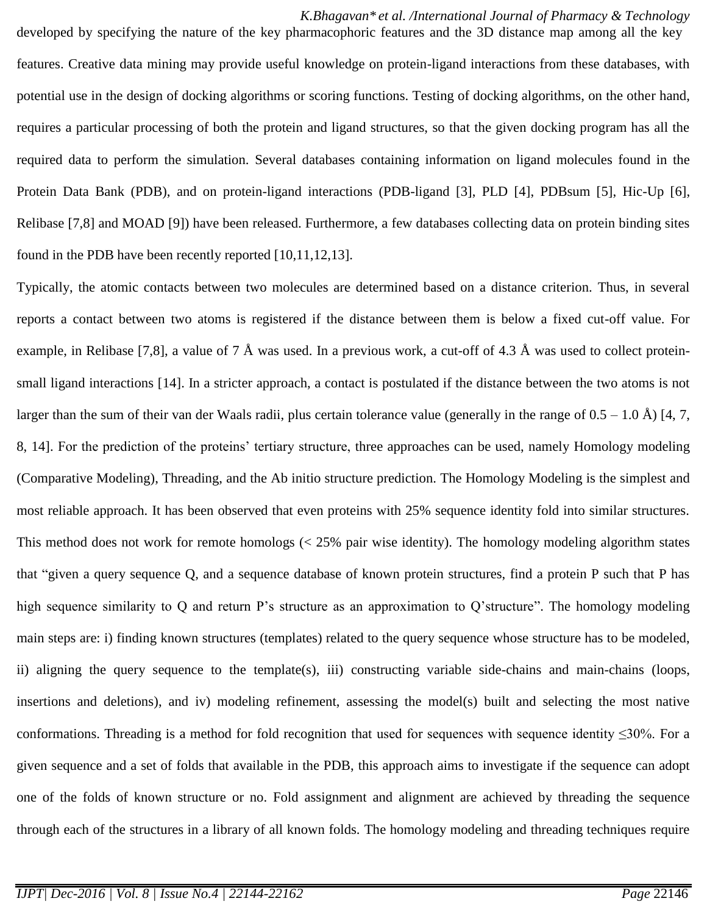developed by specifying the nature of the key pharmacophoric features and the 3D distance map among all the key features. Creative data mining may provide useful knowledge on protein-ligand interactions from these databases, with potential use in the design of docking algorithms or scoring functions. Testing of docking algorithms, on the other hand, requires a particular processing of both the protein and ligand structures, so that the given docking program has all the required data to perform the simulation. Several databases containing information on ligand molecules found in the Protein Data Bank (PDB), and on protein-ligand interactions (PDB-ligand [3], PLD [4], PDBsum [5], Hic-Up [6], Relibase [7,8] and MOAD [9]) have been released. Furthermore, a few databases collecting data on protein binding sites found in the PDB have been recently reported [10,11,12,13].

Typically, the atomic contacts between two molecules are determined based on a distance criterion. Thus, in several reports a contact between two atoms is registered if the distance between them is below a fixed cut-off value. For example, in Relibase [7,8], a value of 7 Å was used. In a previous work, a cut-off of 4.3 Å was used to collect protein-small ligand interactions [14]. In a stricter approach, a contact is postulated if the distance between the two atoms is not larger than the sum of their van der Waals radii, plus certain tolerance value (generally in the range of 0.5 – 1.0 Å) [4, 7, 8, 14]. For the prediction of the proteins' tertiary structure, three approaches can be used, namely Homology modeling (Comparative Modeling), Threading, and the Ab initio structure prediction. The Homology Modeling is the simplest and most reliable approach. It has been observed that even proteins with 25% sequence identity fold into similar structures. This method does not work for remote homologs (< 25% pair wise identity). The homology modeling algorithm states that "given a query sequence Q, and a sequence database of known protein structures, find a protein P such that P has high sequence similarity to Q and return P's structure as an approximation to Q'structure". The homology modeling main steps are: i) finding known structures (templates) related to the query sequence whose structure has to be modeled, ii) aligning the query sequence to the template(s), iii) constructing variable side-chains and main-chains (loops, insertions and deletions), and iv) modeling refinement, assessing the model(s) built and selecting the most native conformations. Threading is a method for fold recognition that used for sequences with sequence identity ≤30%. For a given sequence and a set of folds that available in the PDB, this approach aims to investigate if the sequence can adopt one of the folds of known structure or no. Fold assignment and alignment are achieved by threading the sequence through each of the structures in a library of all known folds. The homology modeling and threading techniques require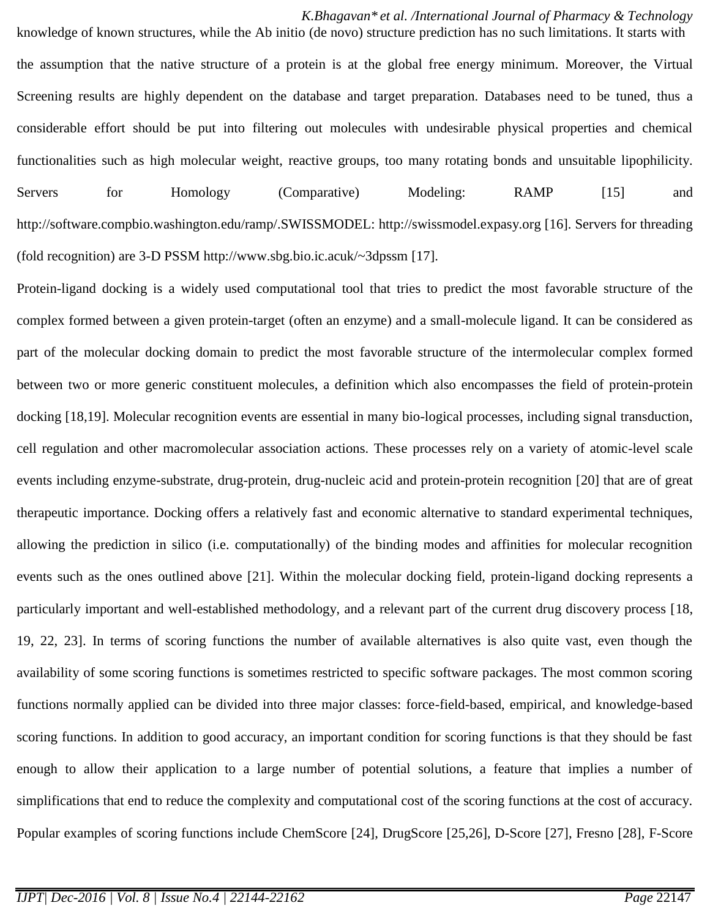knowledge of known structures, while the Ab initio (de novo) structure prediction has no such limitations. It starts with the assumption that the native structure of a protein is at the global free energy minimum. Moreover, the Virtual Screening results are highly dependent on the database and target preparation. Databases need to be tuned, thus a considerable effort should be put into filtering out molecules with undesirable physical properties and chemical functionalities such as high molecular weight, reactive groups, too many rotating bonds and unsuitable lipophilicity. Servers for Homology (Comparative) Modeling: RAMP [15] and http://software.compbio.washington.edu/ramp/.SWISSMODEL: http://swissmodel.expasy.org [16]. Servers for threading (fold recognition) are 3-D PSSM http://www.sbg.bio.ic.acuk/~3dpssm [17].

Protein-ligand docking is a widely used computational tool that tries to predict the most favorable structure of the complex formed between a given protein-target (often an enzyme) and a small-molecule ligand. It can be considered as part of the molecular docking domain to predict the most favorable structure of the intermolecular complex formed between two or more generic constituent molecules, a definition which also encompasses the field of protein-protein docking [18,19]. Molecular recognition events are essential in many bio-logical processes, including signal transduction, cell regulation and other macromolecular association actions. These processes rely on a variety of atomic-level scale events including enzyme-substrate, drug-protein, drug-nucleic acid and protein-protein recognition [20] that are of great therapeutic importance. Docking offers a relatively fast and economic alternative to standard experimental techniques, allowing the prediction in silico (i.e. computationally) of the binding modes and affinities for molecular recognition events such as the ones outlined above [21]. Within the molecular docking field, protein-ligand docking represents a particularly important and well-established methodology, and a relevant part of the current drug discovery process [18, 19, 22, 23]. In terms of scoring functions the number of available alternatives is also quite vast, even though the availability of some scoring functions is sometimes restricted to specific software packages. The most common scoring functions normally applied can be divided into three major classes: force-field-based, empirical, and knowledge-based scoring functions. In addition to good accuracy, an important condition for scoring functions is that they should be fast enough to allow their application to a large number of potential solutions, a feature that implies a number of simplifications that end to reduce the complexity and computational cost of the scoring functions at the cost of accuracy. Popular examples of scoring functions include ChemScore [24], DrugScore [25,26], D-Score [27], Fresno [28], F-Score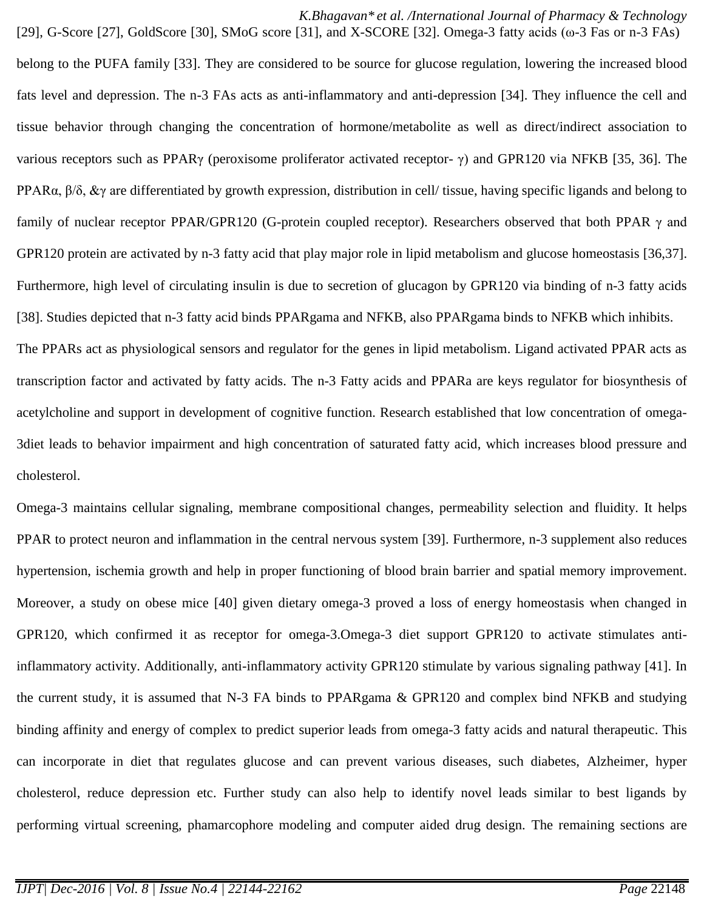[29], G-Score [27], GoldScore [30], SMoG score [31], and X-SCORE [32]. Omega-3 fatty acids (ω-3 Fas or n-3 FAs) belong to the PUFA family [33]. They are considered to be source for glucose regulation, lowering the increased blood fats level and depression. The n-3 FAs acts as anti-inflammatory and anti-depression [34]. They influence the cell and tissue behavior through changing the concentration of hormone/metabolite as well as direct/indirect association to various receptors such as PPARγ (peroxisome proliferator activated receptor- γ) and GPR120 via NFKB [35, 36]. The PPARα, β/δ, &γ are differentiated by growth expression, distribution in cell/ tissue, having specific ligands and belong to family of nuclear receptor PPAR/GPR120 (G-protein coupled receptor). Researchers observed that both PPAR γ and GPR120 protein are activated by n-3 fatty acid that play major role in lipid metabolism and glucose homeostasis [36,37]. Furthermore, high level of circulating insulin is due to secretion of glucagon by GPR120 via binding of n-3 fatty acids [38]. Studies depicted that n-3 fatty acid binds PPARgama and NFKB, also PPARgama binds to NFKB which inhibits.

The PPARs act as physiological sensors and regulator for the genes in lipid metabolism. Ligand activated PPAR acts as transcription factor and activated by fatty acids. The n-3 Fatty acids and PPARa are keys regulator for biosynthesis of acetylcholine and support in development of cognitive function. Research established that low concentration of omega-3diet leads to behavior impairment and high concentration of saturated fatty acid, which increases blood pressure and cholesterol.

Omega-3 maintains cellular signaling, membrane compositional changes, permeability selection and fluidity. It helps PPAR to protect neuron and inflammation in the central nervous system [39]. Furthermore, n-3 supplement also reduces hypertension, ischemia growth and help in proper functioning of blood brain barrier and spatial memory improvement. Moreover, a study on obese mice [40] given dietary omega-3 proved a loss of energy homeostasis when changed in GPR120, which confirmed it as receptor for omega-3.Omega-3 diet support GPR120 to activate stimulates anti-inflammatory activity. Additionally, anti-inflammatory activity GPR120 stimulate by various signaling pathway [41]. In the current study, it is assumed that N-3 FA binds to PPARgama & GPR120 and complex bind NFKB and studying binding affinity and energy of complex to predict superior leads from omega-3 fatty acids and natural therapeutic. This can incorporate in diet that regulates glucose and can prevent various diseases, such diabetes, Alzheimer, hyper cholesterol, reduce depression etc. Further study can also help to identify novel leads similar to best ligands by performing virtual screening, phamarcophore modeling and computer aided drug design. The remaining sections are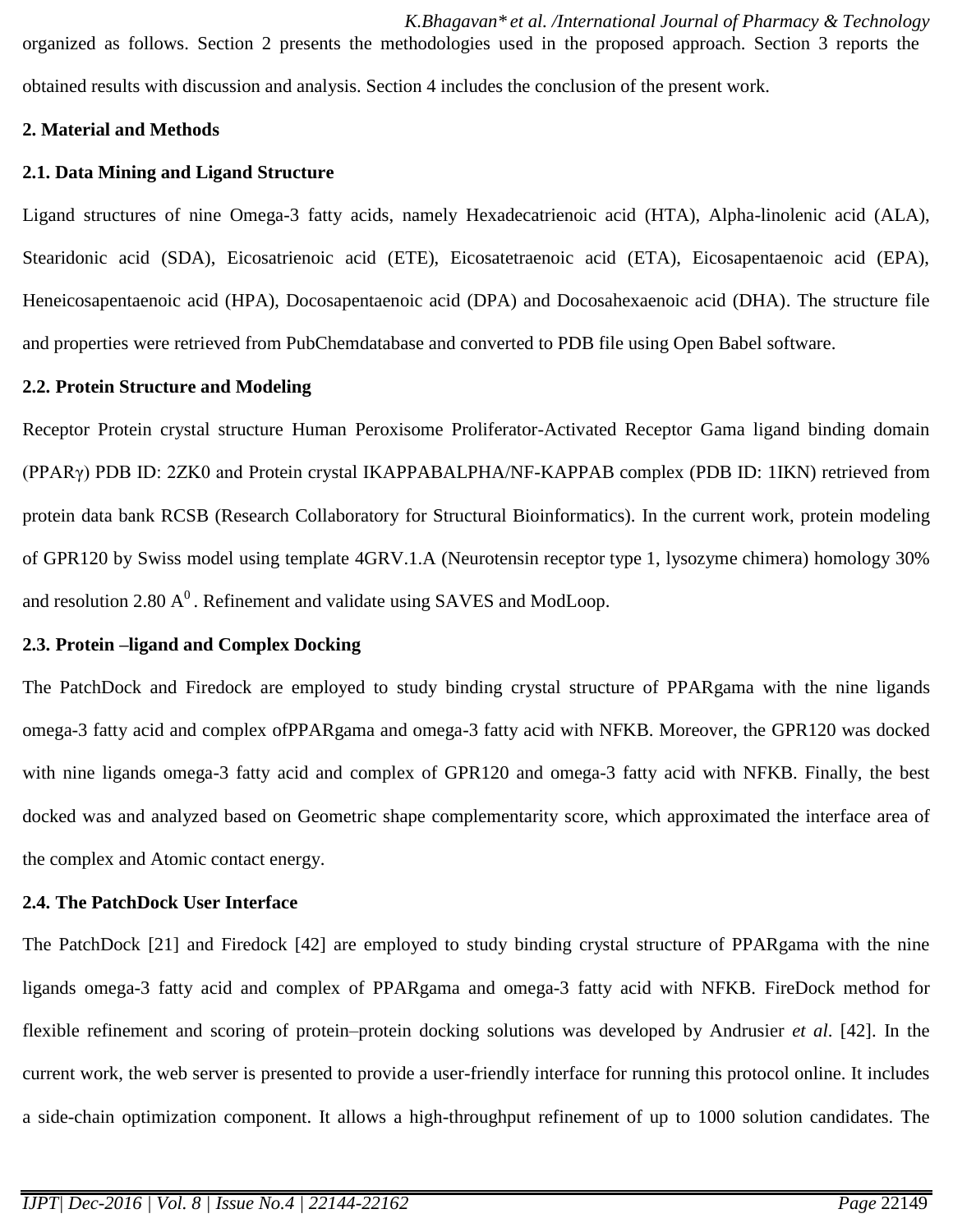organized as follows. Section 2 presents the methodologies used in the proposed approach. Section 3 reports the obtained results with discussion and analysis. Section 4 includes the conclusion of the present work.

## 2. Material and Methods

### 2.1. Data Mining and Ligand Structure

Ligand structures of nine Omega-3 fatty acids, namely Hexadecatrienoic acid (HTA), Alpha-linolenic acid (ALA), Stearidonic acid (SDA), Eicosatrienoic acid (ETE), Eicosatetraenoic acid (ETA), Eicosapentaenoic acid (EPA), Heneicosapentaenoic acid (HPA), Docosapentaenoic acid (DPA) and Docosahexaenoic acid (DHA). The structure file and properties were retrieved from PubChemdatabase and converted to PDB file using Open Babel software.

### 2.2. Protein Structure and Modeling

Receptor Protein crystal structure Human Peroxisome Proliferator-Activated Receptor Gama ligand binding domain (PPARγ) PDB ID: 2ZK0 and Protein crystal IKAPPABALPHA/NF-KAPPAB complex (PDB ID: 1IKN) retrieved from protein data bank RCSB (Research Collaboratory for Structural Bioinformatics). In the current work, protein modeling of GPR120 by Swiss model using template 4GRV.1.A (Neurotensin receptor type 1, lysozyme chimera) homology 30% and resolution 2.80 $A^0$. Refinement and validate using SAVES and ModLoop.

### 2.3. Protein –ligand and Complex Docking

The PatchDock and Firedock are employed to study binding crystal structure of PPARgama with the nine ligands omega-3 fatty acid and complex ofPPARgama and omega-3 fatty acid with NFKB. Moreover, the GPR120 was docked with nine ligands omega-3 fatty acid and complex of GPR120 and omega-3 fatty acid with NFKB. Finally, the best docked was and analyzed based on Geometric shape complementarity score, which approximated the interface area of the complex and Atomic contact energy.

### 2.4. The PatchDock User Interface

The PatchDock [21] and Firedock [42] are employed to study binding crystal structure of PPARgama with the nine ligands omega-3 fatty acid and complex of PPARgama and omega-3 fatty acid with NFKB. FireDock method for flexible refinement and scoring of protein–protein docking solutions was developed by Andrusier *et al*. [42]. In the current work, the web server is presented to provide a user-friendly interface for running this protocol online. It includes a side-chain optimization component. It allows a high-throughput refinement of up to 1000 solution candidates. The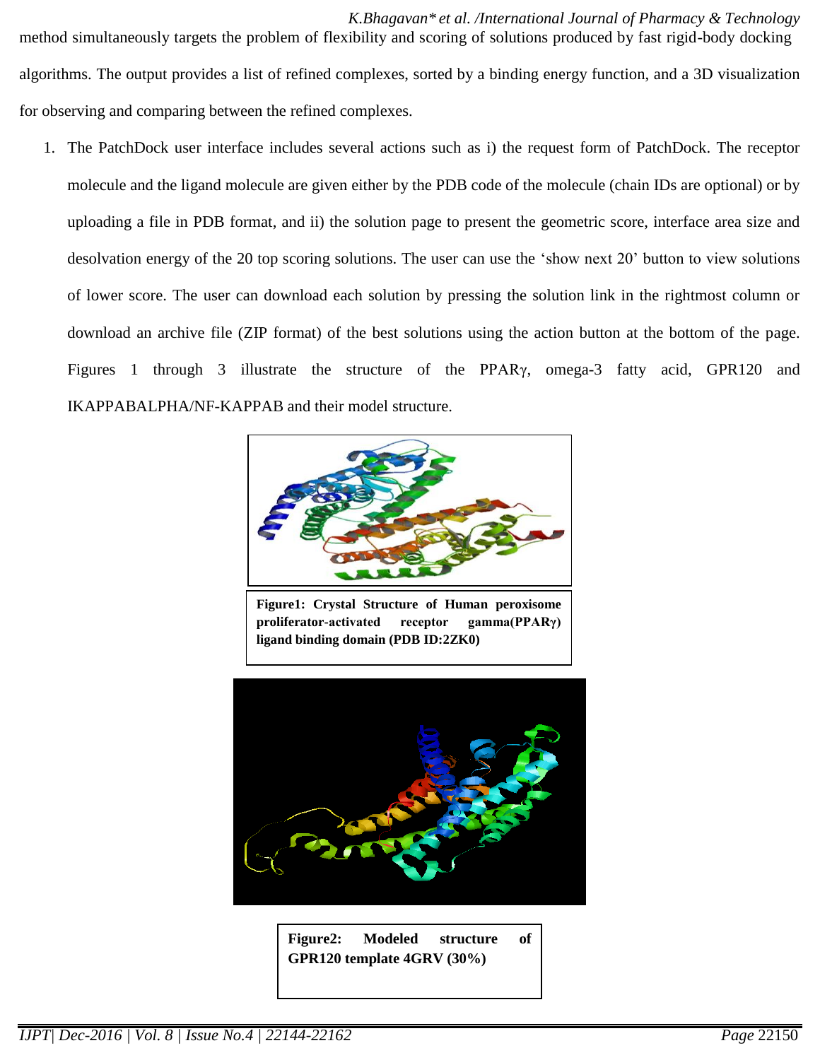method simultaneously targets the problem of flexibility and scoring of solutions produced by fast rigid-body docking algorithms. The output provides a list of refined complexes, sorted by a binding energy function, and a 3D visualization for observing and comparing between the refined complexes.

1. The PatchDock user interface includes several actions such as i) the request form of PatchDock. The receptor molecule and the ligand molecule are given either by the PDB code of the molecule (chain IDs are optional) or by uploading a file in PDB format, and ii) the solution page to present the geometric score, interface area size and desolvation energy of the 20 top scoring solutions. The user can use the 'show next 20' button to view solutions of lower score. The user can download each solution by pressing the solution link in the rightmost column or download an archive file (ZIP format) of the best solutions using the action button at the bottom of the page. Figures 1 through 3 illustrate the structure of the PPARγ, omega-3 fatty acid, GPR120 and IKAPPABALPHA/NF-KAPPAB and their model structure.

**Figure1: Crystal Structure of Human peroxisome proliferator-activated receptor gamma(PPARγ) ligand binding domain (PDB ID:2ZK0)**

**Figure2: Modeled structure of GPR120 template 4GRV (30%)**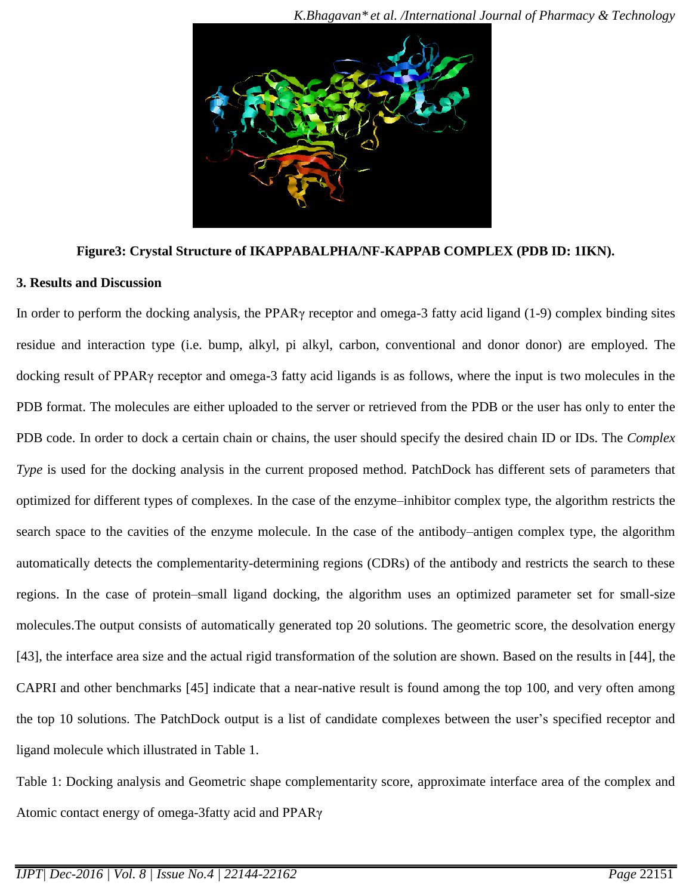**Figure3: Crystal Structure of IKAPPABALPHA/NF-KAPPAB COMPLEX (PDB ID: 1IKN).**

### 3. Results and Discussion

In order to perform the docking analysis, the PPARγ receptor and omega-3 fatty acid ligand (1-9) complex binding sites residue and interaction type (i.e. bump, alkyl, pi alkyl, carbon, conventional and donor donor) are employed. The docking result of PPARγ receptor and omega-3 fatty acid ligands is as follows, where the input is two molecules in the PDB format. The molecules are either uploaded to the server or retrieved from the PDB or the user has only to enter the PDB code. In order to dock a certain chain or chains, the user should specify the desired chain ID or IDs. The *Complex Type* is used for the docking analysis in the current proposed method. PatchDock has different sets of parameters that optimized for different types of complexes. In the case of the enzyme–inhibitor complex type, the algorithm restricts the search space to the cavities of the enzyme molecule. In the case of the antibody–antigen complex type, the algorithm automatically detects the complementarity-determining regions (CDRs) of the antibody and restricts the search to these regions. In the case of protein–small ligand docking, the algorithm uses an optimized parameter set for small-size molecules.The output consists of automatically generated top 20 solutions. The geometric score, the desolvation energy [43], the interface area size and the actual rigid transformation of the solution are shown. Based on the results in [44], the CAPRI and other benchmarks [45] indicate that a near-native result is found among the top 100, and very often among the top 10 solutions. The PatchDock output is a list of candidate complexes between the user's specified receptor and ligand molecule which illustrated in Table 1.

Table 1: Docking analysis and Geometric shape complementarity score, approximate interface area of the complex and Atomic contact energy of omega-3fatty acid and PPARγ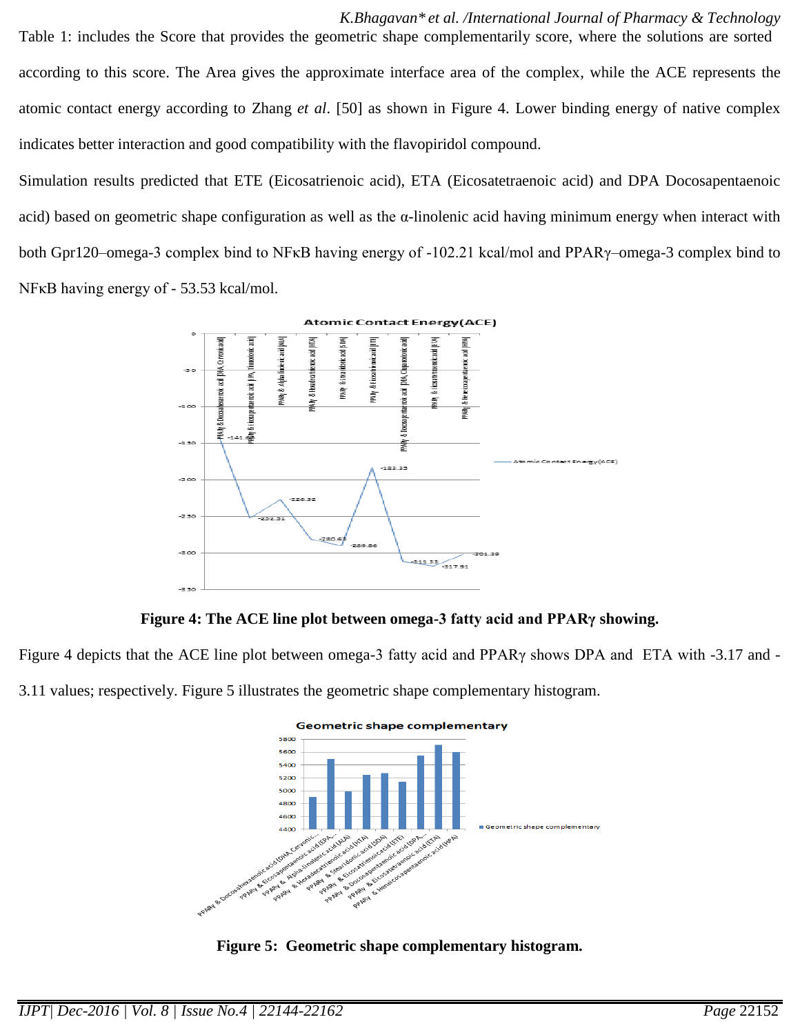Table 1: includes the Score that provides the geometric shape complementarily score, where the solutions are sorted according to this score. The Area gives the approximate interface area of the complex, while the ACE represents the atomic contact energy according to Zhang *et al*. [50] as shown in Figure 4. Lower binding energy of native complex indicates better interaction and good compatibility with the flavopiridol compound.

Simulation results predicted that ETE (Eicosatrienoic acid), ETA (Eicosatetraenoic acid) and DPA Docosapentaenoic acid) based on geometric shape configuration as well as the α-linolenic acid having minimum energy when interact with both Gpr120–omega-3 complex bind to NFκB having energy of -102.21 kcal/mol and PPARγ–omega-3 complex bind to NFκB having energy of - 53.53 kcal/mol.

**Figure 4: The ACE line plot between omega-3 fatty acid and PPARγ showing.**

Figure 4 depicts that the ACE line plot between omega-3 fatty acid and PPARγ shows DPA and ETA with -3.17 and -3.11 values; respectively. Figure 5 illustrates the geometric shape complementary histogram.

**Figure 5: Geometric shape complementary histogram.**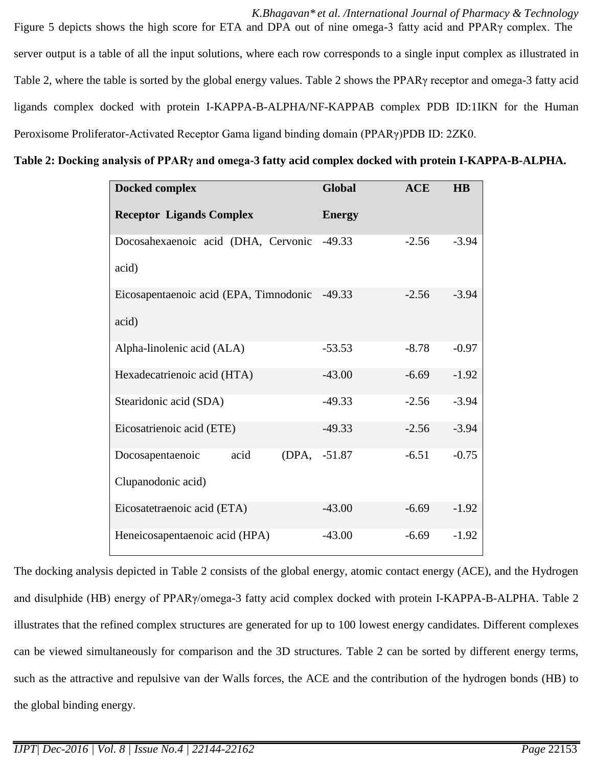Figure 5 depicts shows the high score for ETA and DPA out of nine omega-3 fatty acid and PPARγ complex. The server output is a table of all the input solutions, where each row corresponds to a single input complex as illustrated in Table 2, where the table is sorted by the global energy values. Table 2 shows the PPARγ receptor and omega-3 fatty acid ligands complex docked with protein I-KAPPA-B-ALPHA/NF-KAPPAB complex PDB ID:1IKN for the Human Peroxisome Proliferator-Activated Receptor Gama ligand binding domain (PPARγ)PDB ID: 2ZK0.

**Table 2: Docking analysis of PPARγ and omega-3 fatty acid complex docked with protein I-KAPPA-B-ALPHA.**

| Docked complex Receptor Ligands Complex | Global Energy | ACE | HB |
|---|---|---|---|
| Docosahexaenoic acid (DHA, Cervonic acid) | -49.33 | -2.56 | -3.94 |
| Eicosapentaenoic acid (EPA, Timnodonic acid) | -49.33 | -2.56 | -3.94 |
| Alpha-linolenic acid (ALA) | -53.53 | -8.78 | -0.97 |
| Hexadecatrienoic acid (HTA) | -43.00 | -6.69 | -1.92 |
| Stearidonic acid (SDA) | -49.33 | -2.56 | -3.94 |
| Eicosatrienoic acid (ETE) | -49.33 | -2.56 | -3.94 |
| Docosapentaenoic acid (DPA, Clupanodonic acid) | -51.87 | -6.51 | -0.75 |
| Eicosatetraenoic acid (ETA) | -43.00 | -6.69 | -1.92 |
| Heneicosapentaenoic acid (HPA) | -43.00 | -6.69 | -1.92 |

The docking analysis depicted in Table 2 consists of the global energy, atomic contact energy (ACE), and the Hydrogen and disulphide (HB) energy of PPARγ/omega-3 fatty acid complex docked with protein I-KAPPA-B-ALPHA. Table 2 illustrates that the refined complex structures are generated for up to 100 lowest energy candidates. Different complexes can be viewed simultaneously for comparison and the 3D structures. Table 2 can be sorted by different energy terms, such as the attractive and repulsive van der Walls forces, the ACE and the contribution of the hydrogen bonds (HB) to the global binding energy.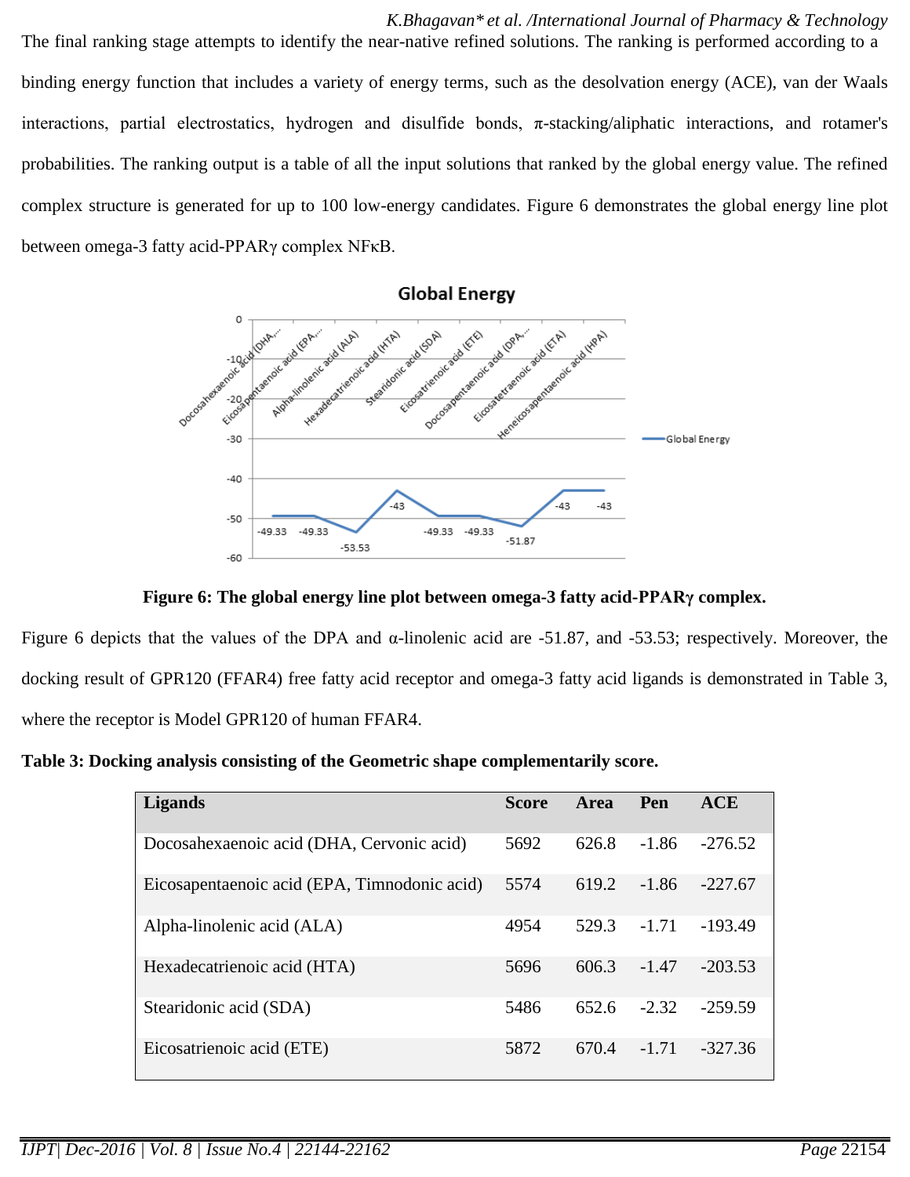The final ranking stage attempts to identify the near-native refined solutions. The ranking is performed according to a binding energy function that includes a variety of energy terms, such as the desolvation energy (ACE), van der Waals interactions, partial electrostatics, hydrogen and disulfide bonds, π-stacking/aliphatic interactions, and rotamer's probabilities. The ranking output is a table of all the input solutions that ranked by the global energy value. The refined complex structure is generated for up to 100 low-energy candidates. Figure 6 demonstrates the global energy line plot between omega-3 fatty acid-PPARγ complex NFκB.

**Figure 6: The global energy line plot between omega-3 fatty acid-PPARγ complex.**

Figure 6 depicts that the values of the DPA and α-linolenic acid are -51.87, and -53.53; respectively. Moreover, the docking result of GPR120 (FFAR4) free fatty acid receptor and omega-3 fatty acid ligands is demonstrated in Table 3, where the receptor is Model GPR120 of human FFAR4.

**Table 3: Docking analysis consisting of the Geometric shape complementarily score.**

| Ligands | Score | Area | Pen | ACE |
|---|---|---|---|---|
| Docosahexaenoic acid (DHA, Cervonic acid) | 5692 | 626.8 | -1.86 | -276.52 |
| Eicosapentaenoic acid (EPA, Timnodonic acid) | 5574 | 619.2 | -1.86 | -227.67 |
| Alpha-linolenic acid (ALA) | 4954 | 529.3 | -1.71 | -193.49 |
| Hexadecatrienoic acid (HTA) | 5696 | 606.3 | -1.47 | -203.53 |
| Stearidonic acid (SDA) | 5486 | 652.6 | -2.32 | -259.59 |
| Eicosatrienoic acid (ETE) | 5872 | 670.4 | -1.71 | -327.36 |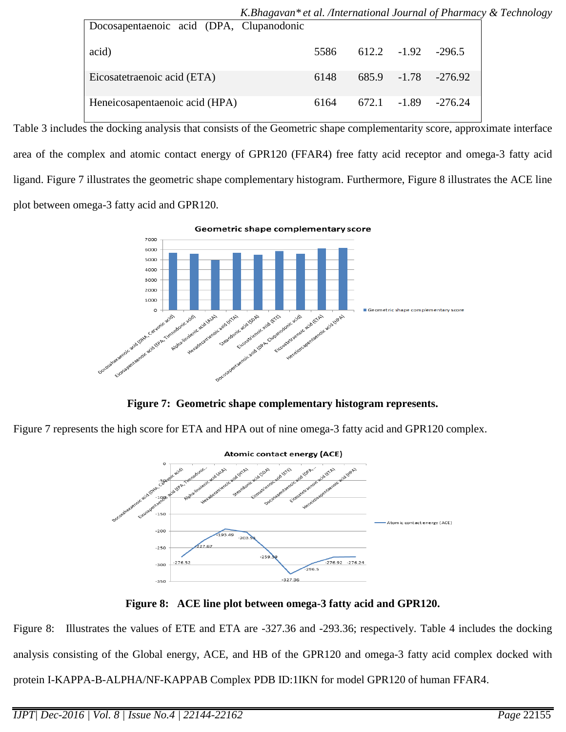| | | | | |
|---|---|---|---|---|
| Docosapentaenoic acid (DPA, Clupanodonic acid) | 5586 | 612.2 | -1.92 | -296.5 |
| Eicosatetraenoic acid (ETA) | 6148 | 685.9 | -1.78 | -276.92 |
| Heneicosapentaenoic acid (HPA) | 6164 | 672.1 | -1.89 | -276.24 |

Table 3 includes the docking analysis that consists of the Geometric shape complementarity score, approximate interface area of the complex and atomic contact energy of GPR120 (FFAR4) free fatty acid receptor and omega-3 fatty acid ligand. Figure 7 illustrates the geometric shape complementary histogram. Furthermore, Figure 8 illustrates the ACE line plot between omega-3 fatty acid and GPR120.

**Figure 7: Geometric shape complementary histogram represents.**

Figure 7 represents the high score for ETA and HPA out of nine omega-3 fatty acid and GPR120 complex.

**Figure 8: ACE line plot between omega-3 fatty acid and GPR120.**

Figure 8: Illustrates the values of ETE and ETA are -327.36 and -293.36; respectively. Table 4 includes the docking analysis consisting of the Global energy, ACE, and HB of the GPR120 and omega-3 fatty acid complex docked with protein I-KAPPA-B-ALPHA/NF-KAPPAB Complex PDB ID:1IKN for model GPR120 of human FFAR4.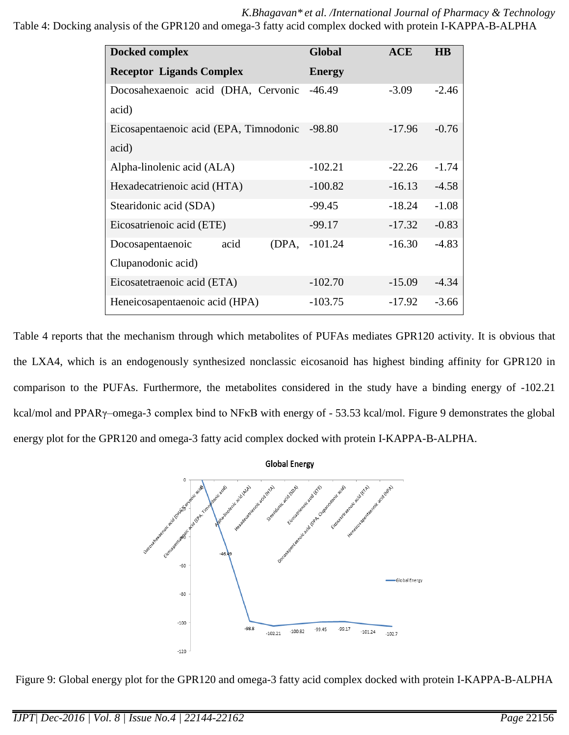Table 4: Docking analysis of the GPR120 and omega-3 fatty acid complex docked with protein I-KAPPA-B-ALPHA

| Docked complex Receptor Ligands Complex | Global Energy | ACE | HB |
|---|---|---|---|
| Docosahexaenoic acid (DHA, Cervonic acid) | -46.49 | -3.09 | -2.46 |
| Eicosapentaenoic acid (EPA, Timnodonic acid) | -98.80 | -17.96 | -0.76 |
| Alpha-linolenic acid (ALA) | -102.21 | -22.26 | -1.74 |
| Hexadecatrienoic acid (HTA) | -100.82 | -16.13 | -4.58 |
| Stearidonic acid (SDA) | -99.45 | -18.24 | -1.08 |
| Eicosatrienoic acid (ETE) | -99.17 | -17.32 | -0.83 |
| Docosapentaenoic acid (DPA, Clupanodonic acid) | -101.24 | -16.30 | -4.83 |
| Eicosatetraenoic acid (ETA) | -102.70 | -15.09 | -4.34 |
| Heneicosapentaenoic acid (HPA) | -103.75 | -17.92 | -3.66 |

Table 4 reports that the mechanism through which metabolites of PUFAs mediates GPR120 activity. It is obvious that the LXA4, which is an endogenously synthesized nonclassic eicosanoid has highest binding affinity for GPR120 in comparison to the PUFAs. Furthermore, the metabolites considered in the study have a binding energy of -102.21 kcal/mol and PPARγ–omega-3 complex bind to NFκB with energy of - 53.53 kcal/mol. Figure 9 demonstrates the global energy plot for the GPR120 and omega-3 fatty acid complex docked with protein I-KAPPA-B-ALPHA.

Figure 9: Global energy plot for the GPR120 and omega-3 fatty acid complex docked with protein I-KAPPA-B-ALPHA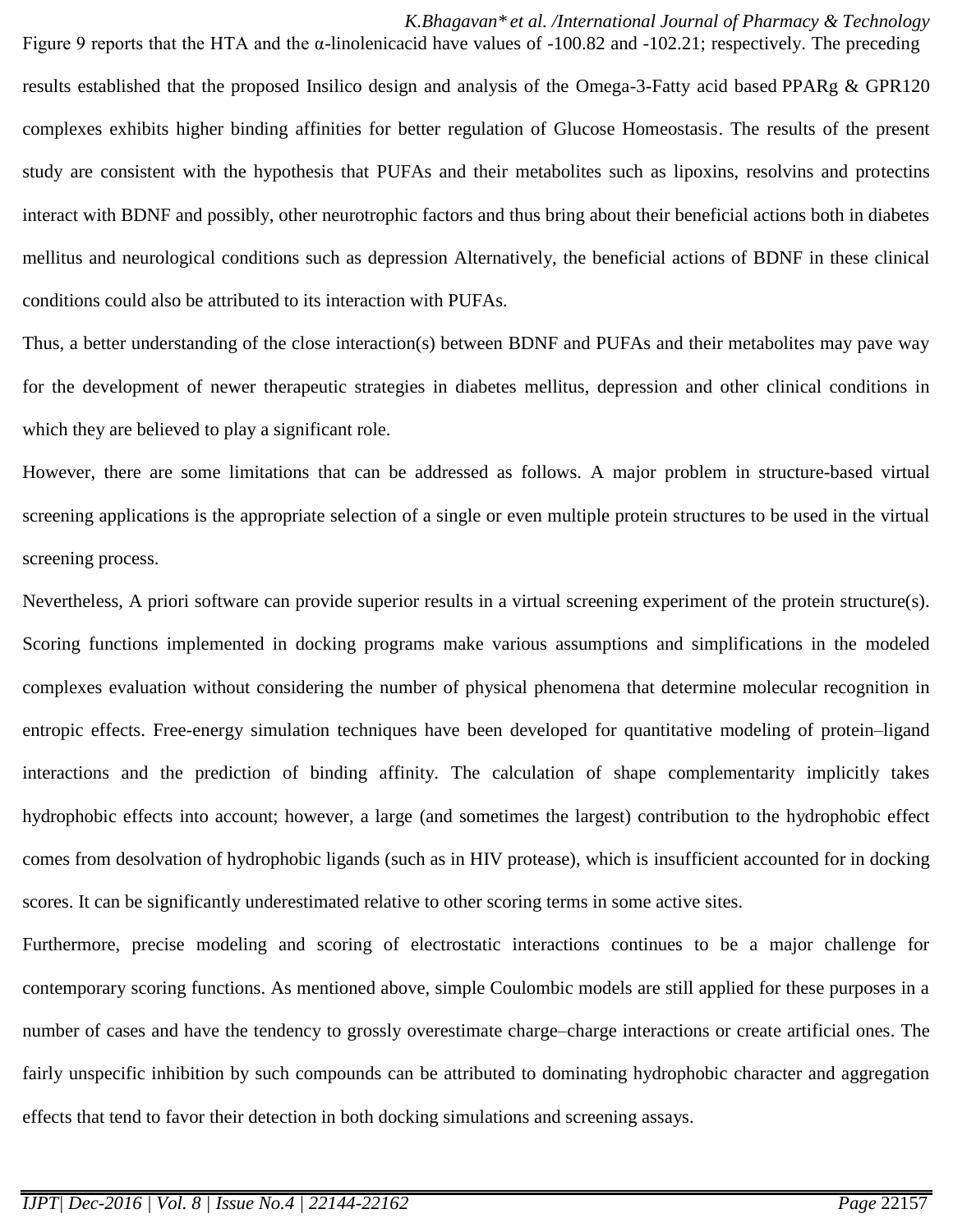Figure 9 reports that the HTA and the α-linolenicacid have values of -100.82 and -102.21; respectively. The preceding results established that the proposed Insilico design and analysis of the Omega-3-Fatty acid based PPARg & GPR120 complexes exhibits higher binding affinities for better regulation of Glucose Homeostasis. The results of the present study are consistent with the hypothesis that PUFAs and their metabolites such as lipoxins, resolvins and protectins interact with BDNF and possibly, other neurotrophic factors and thus bring about their beneficial actions both in diabetes mellitus and neurological conditions such as depression Alternatively, the beneficial actions of BDNF in these clinical conditions could also be attributed to its interaction with PUFAs.

Thus, a better understanding of the close interaction(s) between BDNF and PUFAs and their metabolites may pave way for the development of newer therapeutic strategies in diabetes mellitus, depression and other clinical conditions in which they are believed to play a significant role.

However, there are some limitations that can be addressed as follows. A major problem in structure-based virtual screening applications is the appropriate selection of a single or even multiple protein structures to be used in the virtual screening process.

Nevertheless, A priori software can provide superior results in a virtual screening experiment of the protein structure(s). Scoring functions implemented in docking programs make various assumptions and simplifications in the modeled complexes evaluation without considering the number of physical phenomena that determine molecular recognition in entropic effects. Free-energy simulation techniques have been developed for quantitative modeling of protein–ligand interactions and the prediction of binding affinity. The calculation of shape complementarity implicitly takes hydrophobic effects into account; however, a large (and sometimes the largest) contribution to the hydrophobic effect comes from desolvation of hydrophobic ligands (such as in HIV protease), which is insufficient accounted for in docking scores. It can be significantly underestimated relative to other scoring terms in some active sites.

Furthermore, precise modeling and scoring of electrostatic interactions continues to be a major challenge for contemporary scoring functions. As mentioned above, simple Coulombic models are still applied for these purposes in a number of cases and have the tendency to grossly overestimate charge–charge interactions or create artificial ones. The fairly unspecific inhibition by such compounds can be attributed to dominating hydrophobic character and aggregation effects that tend to favor their detection in both docking simulations and screening assays.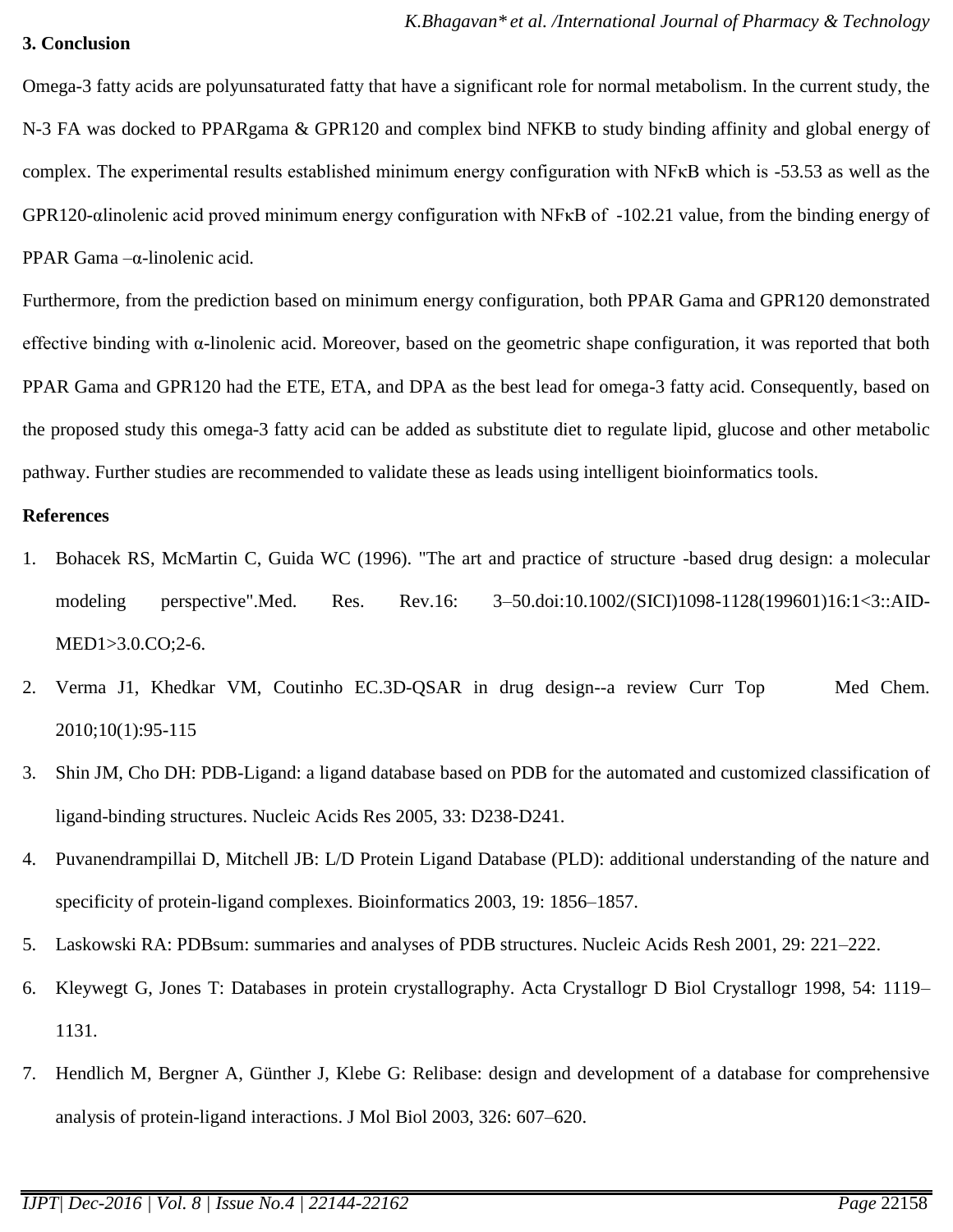## 3. Conclusion

Omega-3 fatty acids are polyunsaturated fatty that have a significant role for normal metabolism. In the current study, the N-3 FA was docked to PPARgama & GPR120 and complex bind NFKB to study binding affinity and global energy of complex. The experimental results established minimum energy configuration with NFκB which is -53.53 as well as the GPR120-αlinolenic acid proved minimum energy configuration with NFκB of -102.21 value, from the binding energy of PPAR Gama –α-linolenic acid.

Furthermore, from the prediction based on minimum energy configuration, both PPAR Gama and GPR120 demonstrated effective binding with α-linolenic acid. Moreover, based on the geometric shape configuration, it was reported that both PPAR Gama and GPR120 had the ETE, ETA, and DPA as the best lead for omega-3 fatty acid. Consequently, based on the proposed study this omega-3 fatty acid can be added as substitute diet to regulate lipid, glucose and other metabolic pathway. Further studies are recommended to validate these as leads using intelligent bioinformatics tools.

## References

1. Bohacek RS, McMartin C, Guida WC (1996). "The art and practice of structure -based drug design: a molecular modeling perspective".Med. Res. Rev.16: 3–50.doi:10.1002/(SICI)1098-1128(199601)16:1<3::AID-MED1>3.0.CO;2-6.
2. Verma J1, Khedkar VM, Coutinho EC.3D-QSAR in drug design--a review Curr Top Med Chem. 2010;10(1):95-115
3. Shin JM, Cho DH: PDB-Ligand: a ligand database based on PDB for the automated and customized classification of ligand-binding structures. Nucleic Acids Res 2005, 33: D238-D241.
4. Puvanendrampillai D, Mitchell JB: L/D Protein Ligand Database (PLD): additional understanding of the nature and specificity of protein-ligand complexes. Bioinformatics 2003, 19: 1856–1857.
5. Laskowski RA: PDBsum: summaries and analyses of PDB structures. Nucleic Acids Resh 2001, 29: 221–222.
6. Kleywegt G, Jones T: Databases in protein crystallography. Acta Crystallogr D Biol Crystallogr 1998, 54: 1119–1131.
7. Hendlich M, Bergner A, Günther J, Klebe G: Relibase: design and development of a database for comprehensive analysis of protein-ligand interactions. J Mol Biol 2003, 326: 607–620.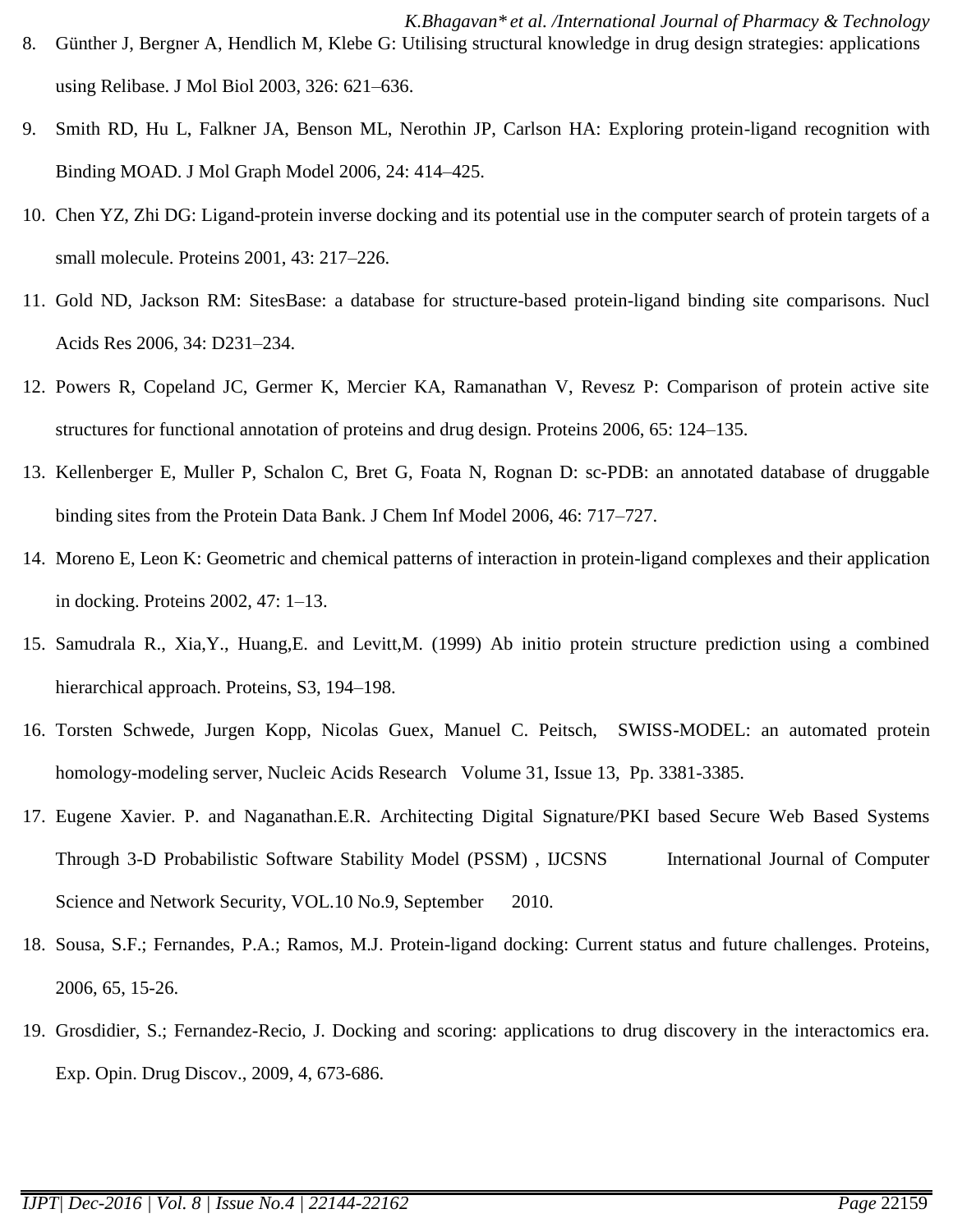8. Günther J, Bergner A, Hendlich M, Klebe G: Utilising structural knowledge in drug design strategies: applications using Relibase. J Mol Biol 2003, 326: 621–636.
9. Smith RD, Hu L, Falkner JA, Benson ML, Nerothin JP, Carlson HA: Exploring protein-ligand recognition with Binding MOAD. J Mol Graph Model 2006, 24: 414–425.
10. Chen YZ, Zhi DG: Ligand-protein inverse docking and its potential use in the computer search of protein targets of a small molecule. Proteins 2001, 43: 217–226.
11. Gold ND, Jackson RM: SitesBase: a database for structure-based protein-ligand binding site comparisons. Nucl Acids Res 2006, 34: D231–234.
12. Powers R, Copeland JC, Germer K, Mercier KA, Ramanathan V, Revesz P: Comparison of protein active site structures for functional annotation of proteins and drug design. Proteins 2006, 65: 124–135.
13. Kellenberger E, Muller P, Schalon C, Bret G, Foata N, Rognan D: sc-PDB: an annotated database of druggable binding sites from the Protein Data Bank. J Chem Inf Model 2006, 46: 717–727.
14. Moreno E, Leon K: Geometric and chemical patterns of interaction in protein-ligand complexes and their application in docking. Proteins 2002, 47: 1–13.
15. Samudrala R., Xia,Y., Huang,E. and Levitt,M. (1999) Ab initio protein structure prediction using a combined hierarchical approach. Proteins, S3, 194–198.
16. Torsten Schwede, Jurgen Kopp, Nicolas Guex, Manuel C. Peitsch, SWISS-MODEL: an automated protein homology-modeling server, Nucleic Acids Research Volume 31, Issue 13, Pp. 3381-3385.
17. Eugene Xavier. P. and Naganathan.E.R. Architecting Digital Signature/PKI based Secure Web Based Systems Through 3-D Probabilistic Software Stability Model (PSSM) , IJCSNS International Journal of Computer Science and Network Security, VOL.10 No.9, September 2010.
18. Sousa, S.F.; Fernandes, P.A.; Ramos, M.J. Protein-ligand docking: Current status and future challenges. Proteins, 2006, 65, 15-26.
19. Grosdidier, S.; Fernandez-Recio, J. Docking and scoring: applications to drug discovery in the interactomics era. Exp. Opin. Drug Discov., 2009, 4, 673-686.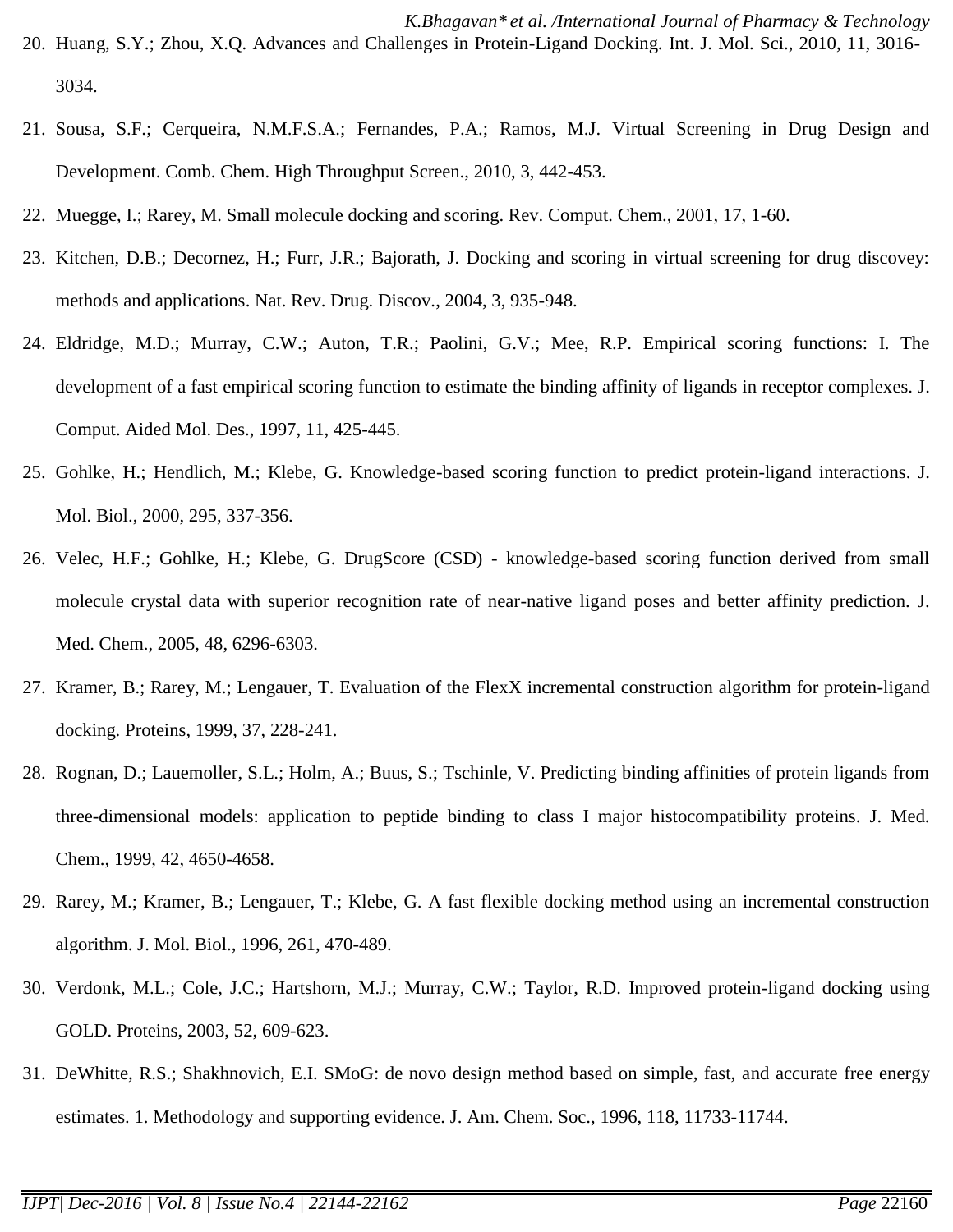20. Huang, S.Y.; Zhou, X.Q. Advances and Challenges in Protein-Ligand Docking. Int. J. Mol. Sci., 2010, 11, 3016-3034.
21. Sousa, S.F.; Cerqueira, N.M.F.S.A.; Fernandes, P.A.; Ramos, M.J. Virtual Screening in Drug Design and Development. Comb. Chem. High Throughput Screen., 2010, 3, 442-453.
22. Muegge, I.; Rarey, M. Small molecule docking and scoring. Rev. Comput. Chem., 2001, 17, 1-60.
23. Kitchen, D.B.; Decornez, H.; Furr, J.R.; Bajorath, J. Docking and scoring in virtual screening for drug discovey: methods and applications. Nat. Rev. Drug. Discov., 2004, 3, 935-948.
24. Eldridge, M.D.; Murray, C.W.; Auton, T.R.; Paolini, G.V.; Mee, R.P. Empirical scoring functions: I. The development of a fast empirical scoring function to estimate the binding affinity of ligands in receptor complexes. J. Comput. Aided Mol. Des., 1997, 11, 425-445.
25. Gohlke, H.; Hendlich, M.; Klebe, G. Knowledge-based scoring function to predict protein-ligand interactions. J. Mol. Biol., 2000, 295, 337-356.
26. Velec, H.F.; Gohlke, H.; Klebe, G. DrugScore (CSD) - knowledge-based scoring function derived from small molecule crystal data with superior recognition rate of near-native ligand poses and better affinity prediction. J. Med. Chem., 2005, 48, 6296-6303.
27. Kramer, B.; Rarey, M.; Lengauer, T. Evaluation of the FlexX incremental construction algorithm for protein-ligand docking. Proteins, 1999, 37, 228-241.
28. Rognan, D.; Lauemoller, S.L.; Holm, A.; Buus, S.; Tschinle, V. Predicting binding affinities of protein ligands from three-dimensional models: application to peptide binding to class I major histocompatibility proteins. J. Med. Chem., 1999, 42, 4650-4658.
29. Rarey, M.; Kramer, B.; Lengauer, T.; Klebe, G. A fast flexible docking method using an incremental construction algorithm. J. Mol. Biol., 1996, 261, 470-489.
30. Verdonk, M.L.; Cole, J.C.; Hartshorn, M.J.; Murray, C.W.; Taylor, R.D. Improved protein-ligand docking using GOLD. Proteins, 2003, 52, 609-623.
31. DeWhitte, R.S.; Shakhnovich, E.I. SMoG: de novo design method based on simple, fast, and accurate free energy estimates. 1. Methodology and supporting evidence. J. Am. Chem. Soc., 1996, 118, 11733-11744.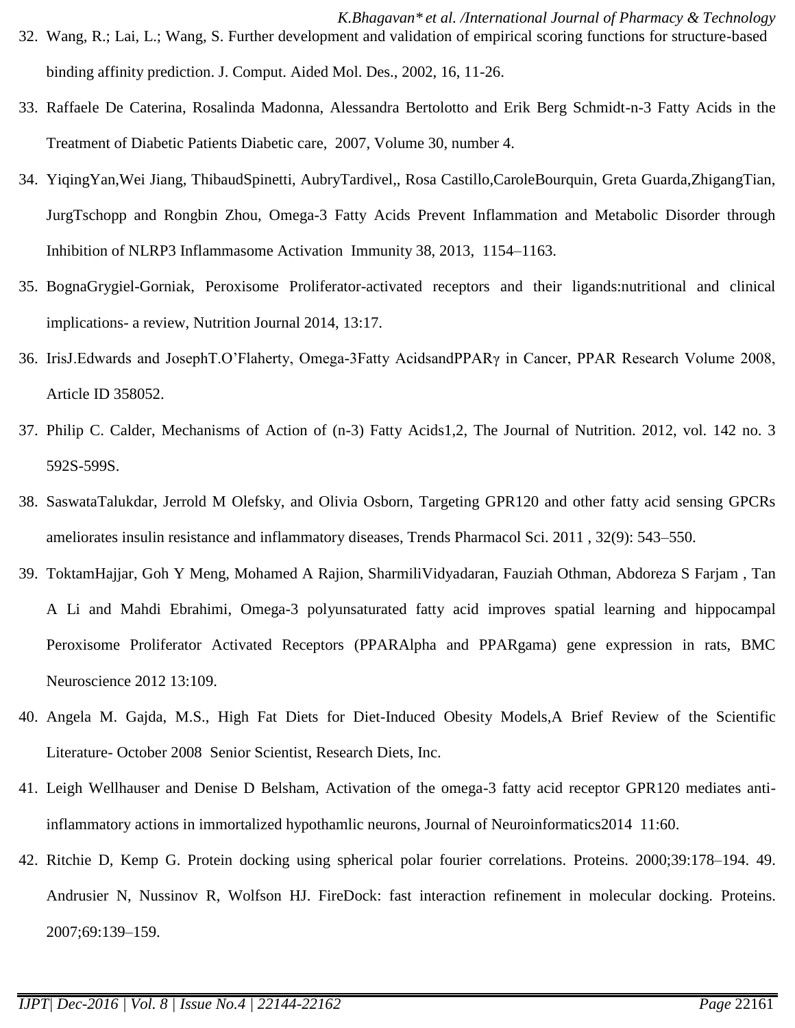32. Wang, R.; Lai, L.; Wang, S. Further development and validation of empirical scoring functions for structure-based binding affinity prediction. J. Comput. Aided Mol. Des., 2002, 16, 11-26.
33. Raffaele De Caterina, Rosalinda Madonna, Alessandra Bertolotto and Erik Berg Schmidt-n-3 Fatty Acids in the Treatment of Diabetic Patients Diabetic care, 2007, Volume 30, number 4.
34. YiqingYan,Wei Jiang, ThibaudSpinetti, AubryTardivel,, Rosa Castillo,CaroleBourquin, Greta Guarda,ZhigangTian, JurgTschopp and Rongbin Zhou, Omega-3 Fatty Acids Prevent Inflammation and Metabolic Disorder through Inhibition of NLRP3 Inflammasome Activation Immunity 38, 2013, 1154–1163.
35. BognaGrygiel-Gorniak, Peroxisome Proliferator-activated receptors and their ligands:nutritional and clinical implications- a review, Nutrition Journal 2014, 13:17.
36. IrisJ.Edwards and JosephT.O'Flaherty, Omega-3Fatty AcidsandPPARγ in Cancer, PPAR Research Volume 2008, Article ID 358052.
37. Philip C. Calder, Mechanisms of Action of (n-3) Fatty Acids1,2, The Journal of Nutrition. 2012, vol. 142 no. 3 592S-599S.
38. SaswataTalukdar, Jerrold M Olefsky, and Olivia Osborn, Targeting GPR120 and other fatty acid sensing GPCRs ameliorates insulin resistance and inflammatory diseases, Trends Pharmacol Sci. 2011 , 32(9): 543–550.
39. ToktamHajjar, Goh Y Meng, Mohamed A Rajion, SharmiliVidyadaran, Fauziah Othman, Abdoreza S Farjam , Tan A Li and Mahdi Ebrahimi, Omega-3 polyunsaturated fatty acid improves spatial learning and hippocampal Peroxisome Proliferator Activated Receptors (PPARAlpha and PPARgama) gene expression in rats, BMC Neuroscience 2012 13:109.
40. Angela M. Gajda, M.S., High Fat Diets for Diet-Induced Obesity Models,A Brief Review of the Scientific Literature- October 2008 Senior Scientist, Research Diets, Inc.
41. Leigh Wellhauser and Denise D Belsham, Activation of the omega-3 fatty acid receptor GPR120 mediates anti-inflammatory actions in immortalized hypothamlic neurons, Journal of Neuroinformatics2014 11:60.
42. Ritchie D, Kemp G. Protein docking using spherical polar fourier correlations. Proteins. 2000;39:178–194. 49. Andrusier N, Nussinov R, Wolfson HJ. FireDock: fast interaction refinement in molecular docking. Proteins. 2007;69:139–159.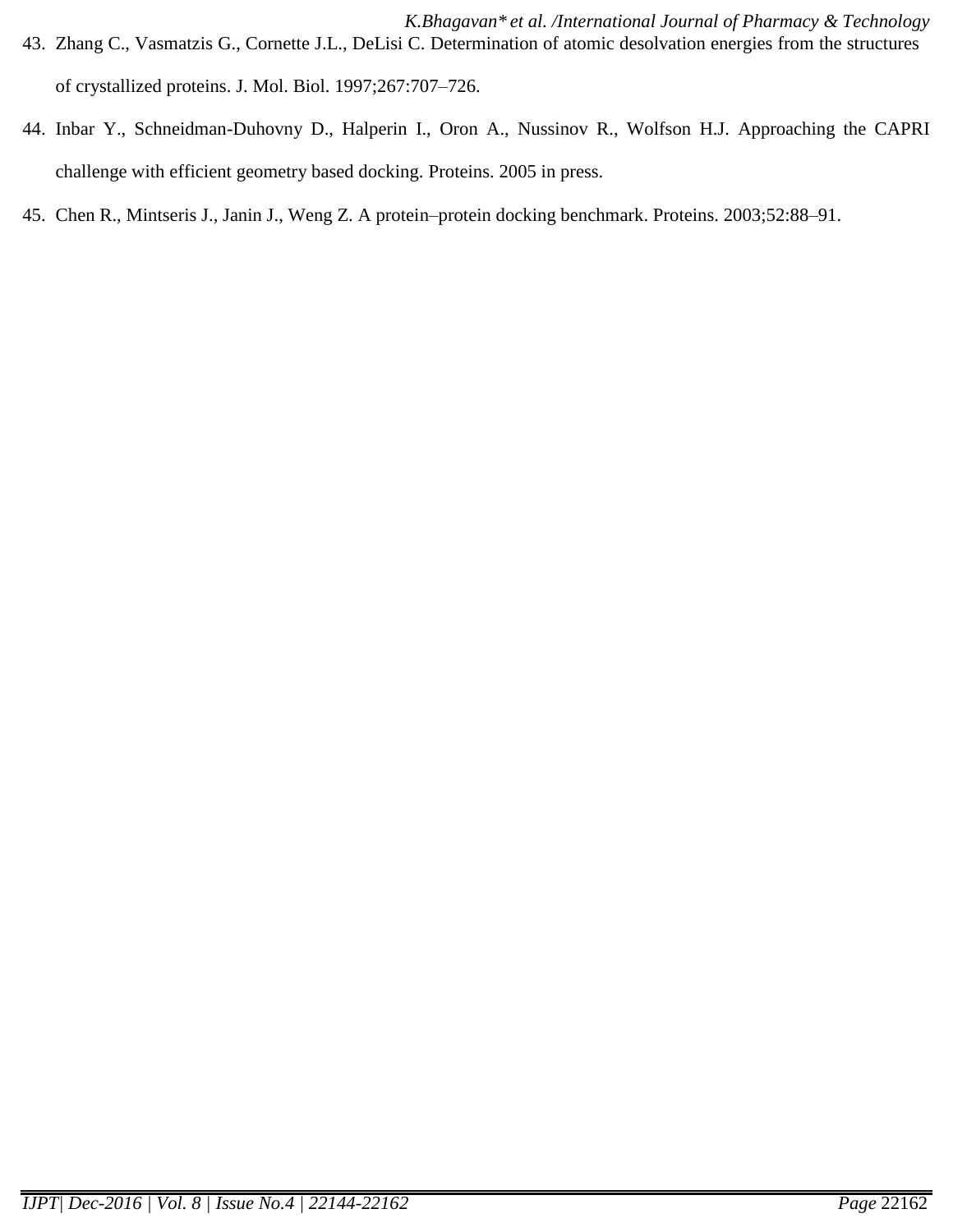43. Zhang C., Vasmatzis G., Cornette J.L., DeLisi C. Determination of atomic desolvation energies from the structures of crystallized proteins. J. Mol. Biol. 1997;267:707–726.
44. Inbar Y., Schneidman-Duhovny D., Halperin I., Oron A., Nussinov R., Wolfson H.J. Approaching the CAPRI challenge with efficient geometry based docking. Proteins. 2005 in press.
45. Chen R., Mintseris J., Janin J., Weng Z. A protein–protein docking benchmark. Proteins. 2003;52:88–91.